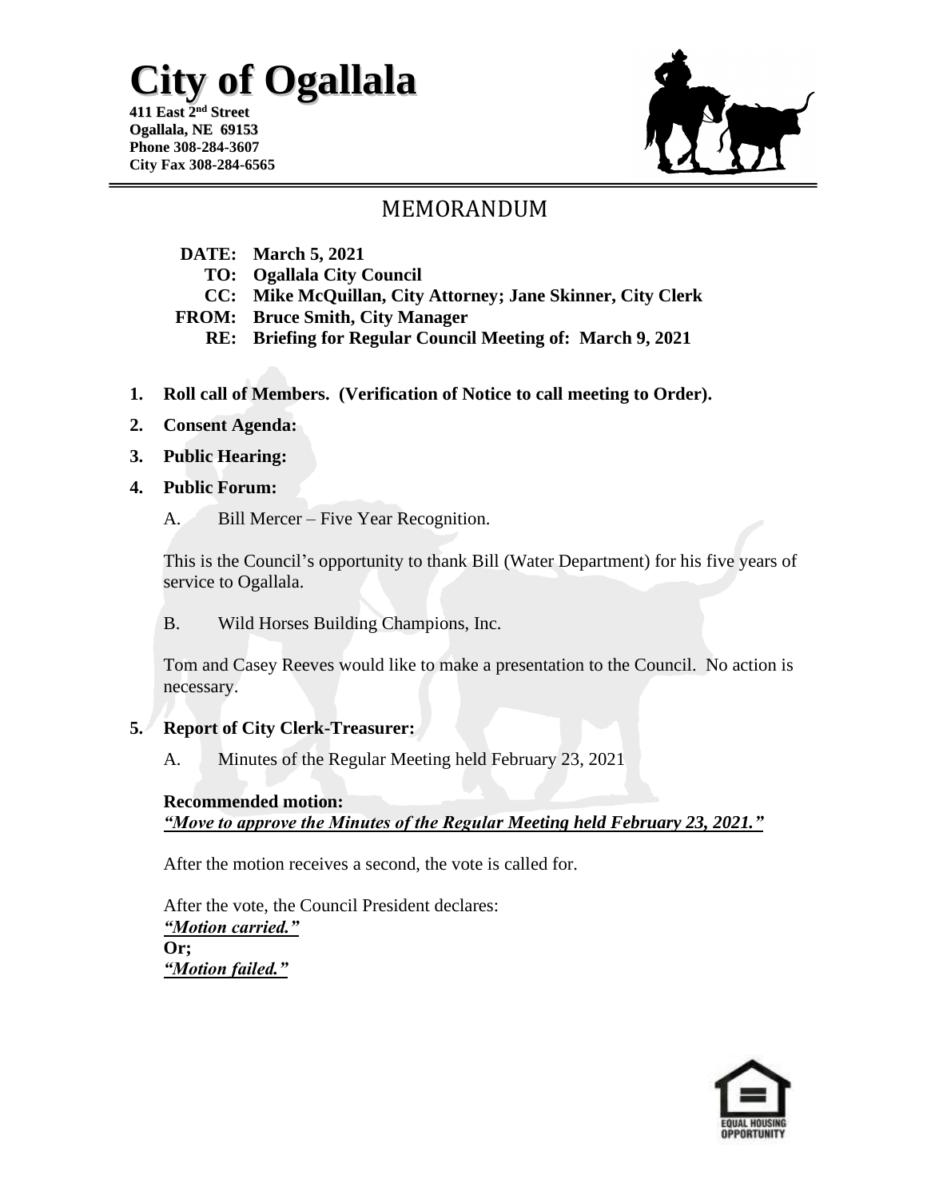# City of Ogallala

**411 East 2nd Street**
**Ogallala, NE 69153**
**Phone 308-284-3607**
**City Fax 308-284-6565**

## MEMORANDUM

**DATE: March 5, 2021**
**TO: Ogallala City Council**
**CC: Mike McQuillan, City Attorney; Jane Skinner, City Clerk**
**FROM: Bruce Smith, City Manager**
**RE: Briefing for Regular Council Meeting of: March 9, 2021**

1. **Roll call of Members. (Verification of Notice to call meeting to Order).**
2. **Consent Agenda:**
3. **Public Hearing:**
4. **Public Forum:**

   A. Bill Mercer – Five Year Recognition.

   This is the Council's opportunity to thank Bill (Water Department) for his five years of service to Ogallala.

   B. Wild Horses Building Champions, Inc.

   Tom and Casey Reeves would like to make a presentation to the Council. No action is necessary.

5. **Report of City Clerk-Treasurer:**

   A. Minutes of the Regular Meeting held February 23, 2021

   **Recommended motion:**
   ***"Move to approve the Minutes of the Regular Meeting held February 23, 2021."***

   After the motion receives a second, the vote is called for.

   After the vote, the Council President declares:
   ***"Motion carried."***
   **Or;**
   ***"Motion failed."***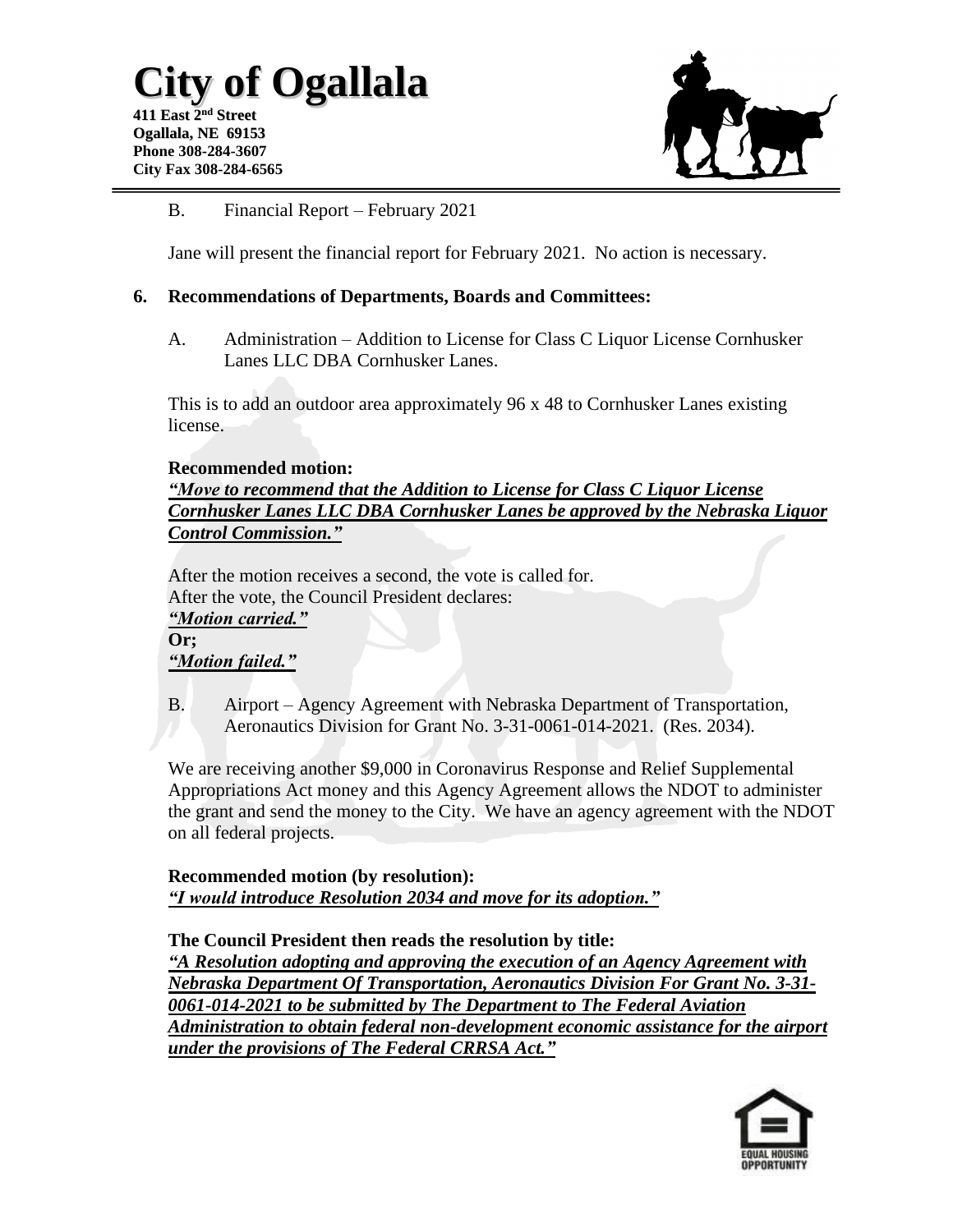B. Financial Report – February 2021

Jane will present the financial report for February 2021. No action is necessary.

**6. Recommendations of Departments, Boards and Committees:**

A. Administration – Addition to License for Class C Liquor License Cornhusker Lanes LLC DBA Cornhusker Lanes.

This is to add an outdoor area approximately 96 x 48 to Cornhusker Lanes existing license.

**Recommended motion:**
***"Move to recommend that the Addition to License for Class C Liquor License Cornhusker Lanes LLC DBA Cornhusker Lanes be approved by the Nebraska Liquor Control Commission."***

After the motion receives a second, the vote is called for.
After the vote, the Council President declares:
***"Motion carried."***
**Or;**
***"Motion failed."***

B. Airport – Agency Agreement with Nebraska Department of Transportation, Aeronautics Division for Grant No. 3-31-0061-014-2021. (Res. 2034).

We are receiving another $9,000 in Coronavirus Response and Relief Supplemental Appropriations Act money and this Agency Agreement allows the NDOT to administer the grant and send the money to the City. We have an agency agreement with the NDOT on all federal projects.

**Recommended motion (by resolution):**
***"I would introduce Resolution 2034 and move for its adoption."***

**The Council President then reads the resolution by title:**
***"A Resolution adopting and approving the execution of an Agency Agreement with Nebraska Department Of Transportation, Aeronautics Division For Grant No. 3-31-0061-014-2021 to be submitted by The Department to The Federal Aviation Administration to obtain federal non-development economic assistance for the airport under the provisions of The Federal CRRSA Act."***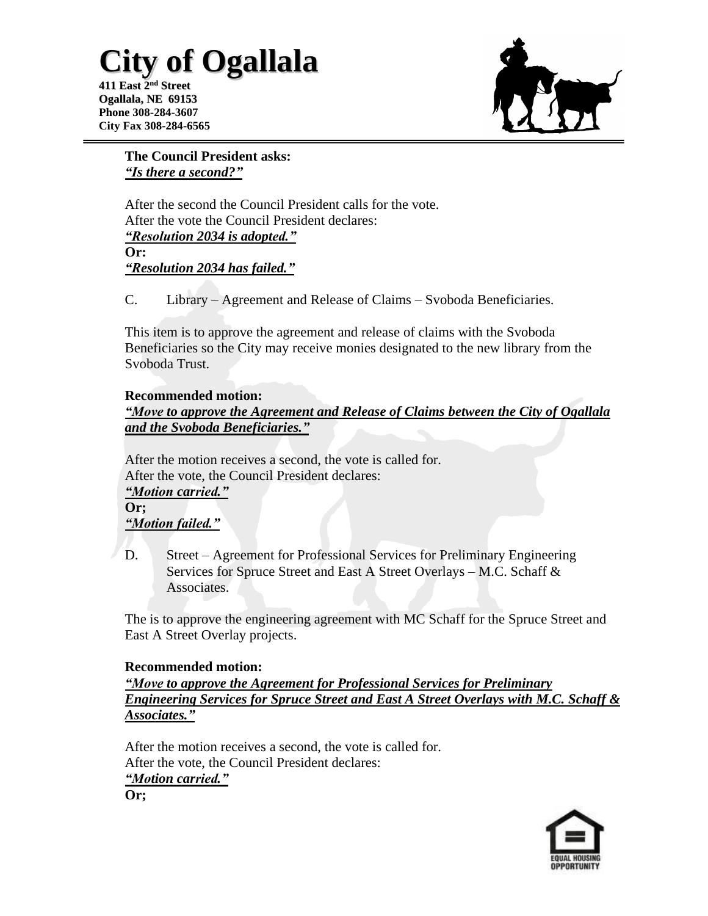**The Council President asks:**
***"Is there a second?"***

After the second the Council President calls for the vote.
After the vote the Council President declares:
***"Resolution 2034 is adopted."***
**Or:**
***"Resolution 2034 has failed."***

C. Library – Agreement and Release of Claims – Svoboda Beneficiaries.

This item is to approve the agreement and release of claims with the Svoboda Beneficiaries so the City may receive monies designated to the new library from the Svoboda Trust.

**Recommended motion:**
***"Move to approve the Agreement and Release of Claims between the City of Ogallala and the Svoboda Beneficiaries."***

After the motion receives a second, the vote is called for.
After the vote, the Council President declares:
***"Motion carried."***
**Or;**
***"Motion failed."***

D. Street – Agreement for Professional Services for Preliminary Engineering Services for Spruce Street and East A Street Overlays – M.C. Schaff & Associates.

The is to approve the engineering agreement with MC Schaff for the Spruce Street and East A Street Overlay projects.

**Recommended motion:**
***"Move to approve the Agreement for Professional Services for Preliminary Engineering Services for Spruce Street and East A Street Overlays with M.C. Schaff & Associates."***

After the motion receives a second, the vote is called for.
After the vote, the Council President declares:
***"Motion carried."***
**Or;**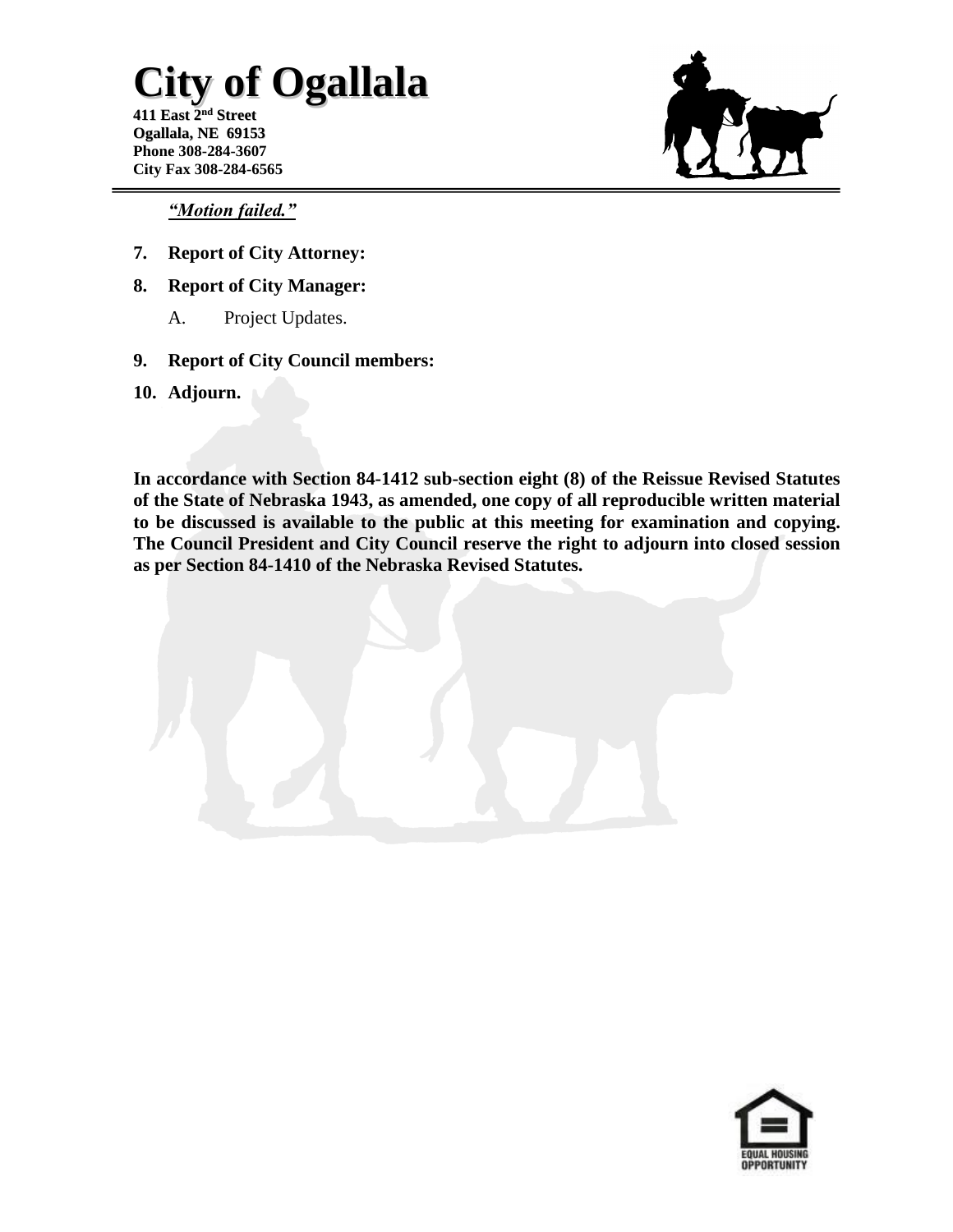*“Motion failed.”*

**7. Report of City Attorney:**

**8. Report of City Manager:**

A. Project Updates.

**9. Report of City Council members:**

**10. Adjourn.**

**In accordance with Section 84-1412 sub-section eight (8) of the Reissue Revised Statutes of the State of Nebraska 1943, as amended, one copy of all reproducible written material to be discussed is available to the public at this meeting for examination and copying. The Council President and City Council reserve the right to adjourn into closed session as per Section 84-1410 of the Nebraska Revised Statutes.**